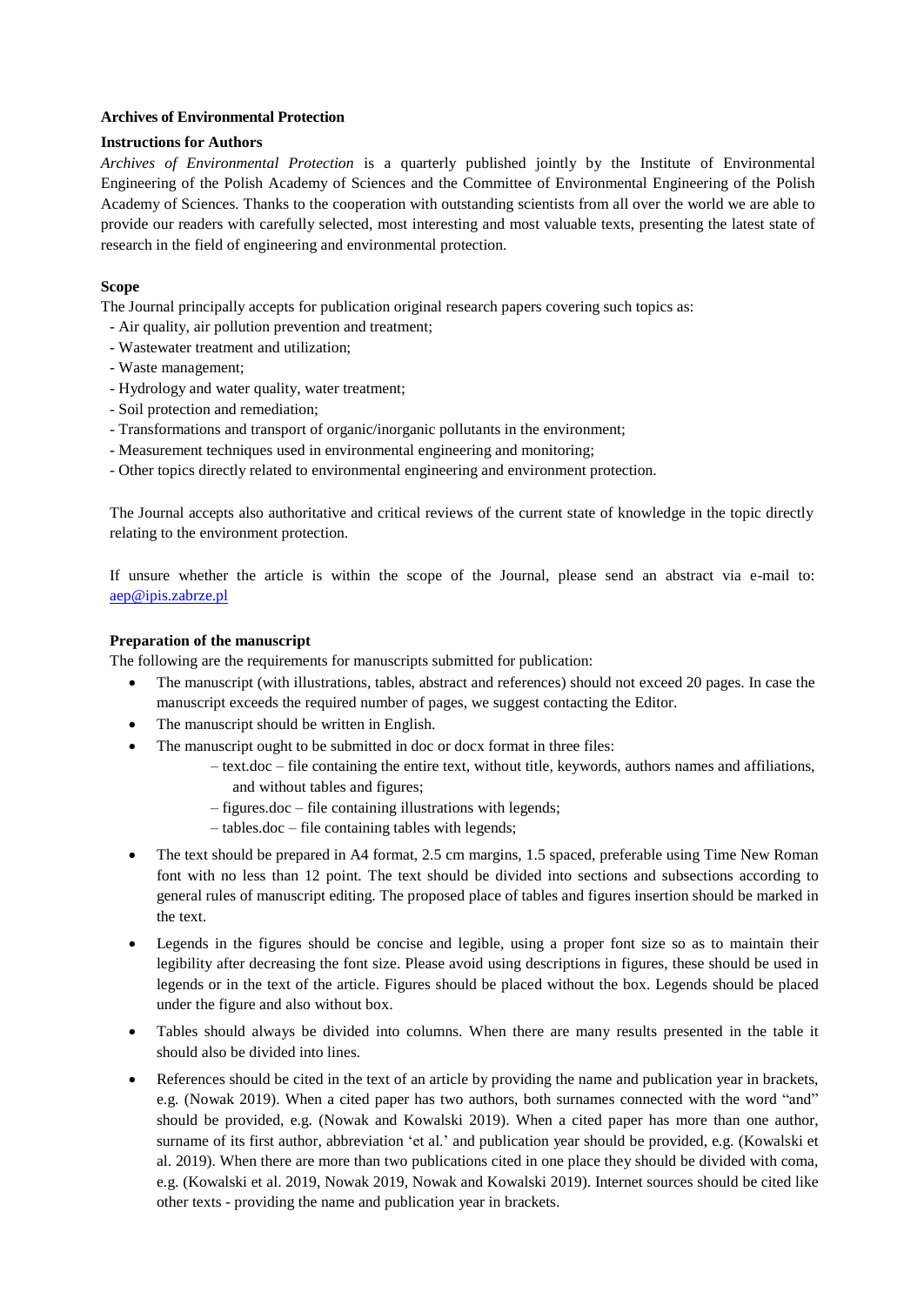**Archives of Environmental Protection**

**Instructions for Authors**

*Archives of Environmental Protection* is a quarterly published jointly by the Institute of Environmental Engineering of the Polish Academy of Sciences and the Committee of Environmental Engineering of the Polish Academy of Sciences. Thanks to the cooperation with outstanding scientists from all over the world we are able to provide our readers with carefully selected, most interesting and most valuable texts, presenting the latest state of research in the field of engineering and environmental protection.

**Scope**

The Journal principally accepts for publication original research papers covering such topics as:

- Air quality, air pollution prevention and treatment;
- Wastewater treatment and utilization;
- Waste management;
- Hydrology and water quality, water treatment;
- Soil protection and remediation;
- Transformations and transport of organic/inorganic pollutants in the environment;
- Measurement techniques used in environmental engineering and monitoring;
- Other topics directly related to environmental engineering and environment protection.

The Journal accepts also authoritative and critical reviews of the current state of knowledge in the topic directly relating to the environment protection.

If unsure whether the article is within the scope of the Journal, please send an abstract via e-mail to: aep@ipis.zabrze.pl

**Preparation of the manuscript**

The following are the requirements for manuscripts submitted for publication:

- The manuscript (with illustrations, tables, abstract and references) should not exceed 20 pages. In case the manuscript exceeds the required number of pages, we suggest contacting the Editor.
- The manuscript should be written in English.
- The manuscript ought to be submitted in doc or docx format in three files:
  - text.doc – file containing the entire text, without title, keywords, authors names and affiliations, and without tables and figures;
  - figures.doc – file containing illustrations with legends;
  - tables.doc – file containing tables with legends;
- The text should be prepared in A4 format, 2.5 cm margins, 1.5 spaced, preferable using Time New Roman font with no less than 12 point. The text should be divided into sections and subsections according to general rules of manuscript editing. The proposed place of tables and figures insertion should be marked in the text.
- Legends in the figures should be concise and legible, using a proper font size so as to maintain their legibility after decreasing the font size. Please avoid using descriptions in figures, these should be used in legends or in the text of the article. Figures should be placed without the box. Legends should be placed under the figure and also without box.
- Tables should always be divided into columns. When there are many results presented in the table it should also be divided into lines.
- References should be cited in the text of an article by providing the name and publication year in brackets, e.g. (Nowak 2019). When a cited paper has two authors, both surnames connected with the word "and" should be provided, e.g. (Nowak and Kowalski 2019). When a cited paper has more than one author, surname of its first author, abbreviation 'et al.' and publication year should be provided, e.g. (Kowalski et al. 2019). When there are more than two publications cited in one place they should be divided with coma, e.g. (Kowalski et al. 2019, Nowak 2019, Nowak and Kowalski 2019). Internet sources should be cited like other texts - providing the name and publication year in brackets.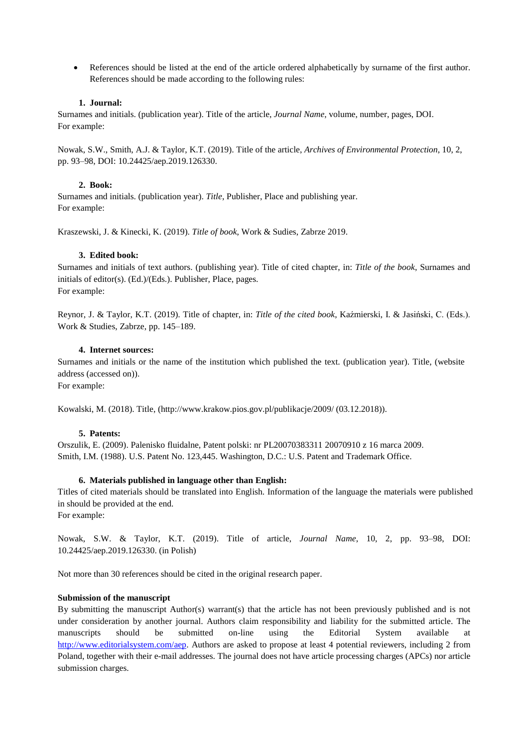- References should be listed at the end of the article ordered alphabetically by surname of the first author. References should be made according to the following rules:

1. **Journal:**

Surnames and initials. (publication year). Title of the article, *Journal Name*, volume, number, pages, DOI.
For example:

Nowak, S.W., Smith, A.J. & Taylor, K.T. (2019). Title of the article, *Archives of Environmental Protection*, 10, 2, pp. 93–98, DOI: 10.24425/aep.2019.126330.

2. **Book:**

Surnames and initials. (publication year). *Title*, Publisher, Place and publishing year.
For example:

Kraszewski, J. & Kinecki, K. (2019). *Title of book*, Work & Sudies, Zabrze 2019.

3. **Edited book:**

Surnames and initials of text authors. (publishing year). Title of cited chapter, in: *Title of the book*, Surnames and initials of editor(s). (Ed.)/(Eds.). Publisher, Place, pages.
For example:

Reynor, J. & Taylor, K.T. (2019). Title of chapter, in: *Title of the cited book*, Kaźmierski, I. & Jasiński, C. (Eds.). Work & Studies, Zabrze, pp. 145–189.

4. **Internet sources:**

Surnames and initials or the name of the institution which published the text. (publication year). Title, (website address (accessed on)).
For example:

Kowalski, M. (2018). Title, (http://www.krakow.pios.gov.pl/publikacje/2009/ (03.12.2018)).

5. **Patents:**

Orszulik, E. (2009). Palenisko fluidalne, Patent polski: nr PL20070383311 20070910 z 16 marca 2009.
Smith, I.M. (1988). U.S. Patent No. 123,445. Washington, D.C.: U.S. Patent and Trademark Office.

6. **Materials published in language other than English:**

Titles of cited materials should be translated into English. Information of the language the materials were published in should be provided at the end.
For example:

Nowak, S.W. & Taylor, K.T. (2019). Title of article, *Journal Name*, 10, 2, pp. 93–98, DOI: 10.24425/aep.2019.126330. (in Polish)

Not more than 30 references should be cited in the original research paper.

**Submission of the manuscript**

By submitting the manuscript Author(s) warrant(s) that the article has not been previously published and is not under consideration by another journal. Authors claim responsibility and liability for the submitted article. The manuscripts should be submitted on-line using the Editorial System available at http://www.editorialsystem.com/aep. Authors are asked to propose at least 4 potential reviewers, including 2 from Poland, together with their e-mail addresses. The journal does not have article processing charges (APCs) nor article submission charges.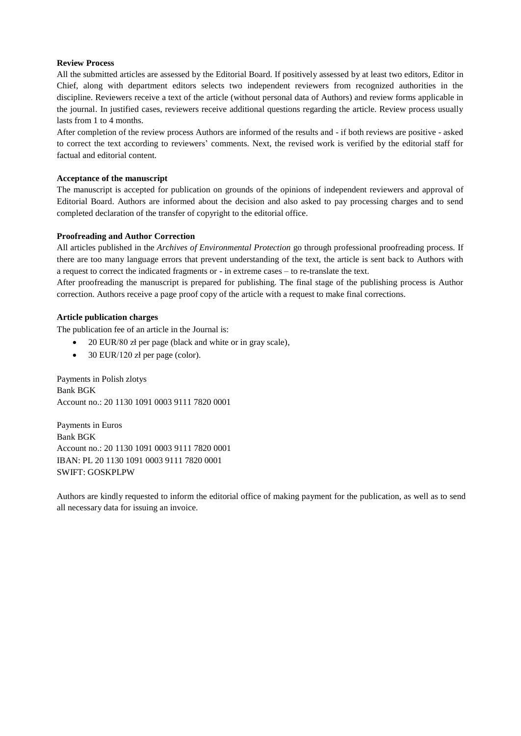**Review Process**

All the submitted articles are assessed by the Editorial Board. If positively assessed by at least two editors, Editor in Chief, along with department editors selects two independent reviewers from recognized authorities in the discipline. Reviewers receive a text of the article (without personal data of Authors) and review forms applicable in the journal. In justified cases, reviewers receive additional questions regarding the article. Review process usually lasts from 1 to 4 months.

After completion of the review process Authors are informed of the results and - if both reviews are positive - asked to correct the text according to reviewers' comments. Next, the revised work is verified by the editorial staff for factual and editorial content.

**Acceptance of the manuscript**

The manuscript is accepted for publication on grounds of the opinions of independent reviewers and approval of Editorial Board. Authors are informed about the decision and also asked to pay processing charges and to send completed declaration of the transfer of copyright to the editorial office.

**Proofreading and Author Correction**

All articles published in the *Archives of Environmental Protection* go through professional proofreading process. If there are too many language errors that prevent understanding of the text, the article is sent back to Authors with a request to correct the indicated fragments or - in extreme cases – to re-translate the text.

After proofreading the manuscript is prepared for publishing. The final stage of the publishing process is Author correction. Authors receive a page proof copy of the article with a request to make final corrections.

**Article publication charges**

The publication fee of an article in the Journal is:

- 20 EUR/80 zł per page (black and white or in gray scale),
- 30 EUR/120 zł per page (color).

Payments in Polish zlotys  
Bank BGK  
Account no.: 20 1130 1091 0003 9111 7820 0001

Payments in Euros  
Bank BGK  
Account no.: 20 1130 1091 0003 9111 7820 0001  
IBAN: PL 20 1130 1091 0003 9111 7820 0001  
SWIFT: GOSKPLPW

Authors are kindly requested to inform the editorial office of making payment for the publication, as well as to send all necessary data for issuing an invoice.